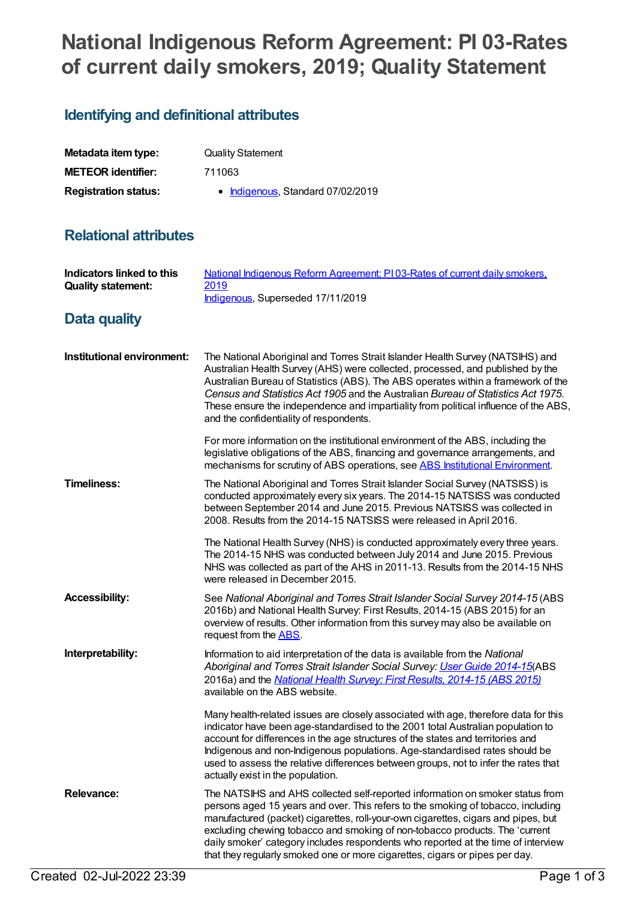# National Indigenous Reform Agreement: PI 03-Rates of current daily smokers, 2019; Quality Statement

## Identifying and definitional attributes

| | |
|---|---|
| **Metadata item type:** | Quality Statement |
| **METEOR identifier:** | 711063 |
| **Registration status:** | • Indigenous, Standard 07/02/2019 |

## Relational attributes

| | |
|---|---|
| **Indicators linked to this Quality statement:** | National Indigenous Reform Agreement: PI 03-Rates of current daily smokers, 2019<br>Indigenous, Superseded 17/11/2019 |

## Data quality

**Institutional environment:**

The National Aboriginal and Torres Strait Islander Health Survey (NATSIHS) and Australian Health Survey (AHS) were collected, processed, and published by the Australian Bureau of Statistics (ABS). The ABS operates within a framework of the *Census and Statistics Act 1905* and the Australian *Bureau of Statistics Act 1975*. These ensure the independence and impartiality from political influence of the ABS, and the confidentiality of respondents.

For more information on the institutional environment of the ABS, including the legislative obligations of the ABS, financing and governance arrangements, and mechanisms for scrutiny of ABS operations, see ABS Institutional Environment.

**Timeliness:**

The National Aboriginal and Torres Strait Islander Social Survey (NATSISS) is conducted approximately every six years. The 2014-15 NATSISS was conducted between September 2014 and June 2015. Previous NATSISS was collected in 2008. Results from the 2014-15 NATSISS were released in April 2016.

The National Health Survey (NHS) is conducted approximately every three years. The 2014-15 NHS was conducted between July 2014 and June 2015. Previous NHS was collected as part of the AHS in 2011-13. Results from the 2014-15 NHS were released in December 2015.

**Accessibility:**

See *National Aboriginal and Torres Strait Islander Social Survey 2014-15* (ABS 2016b) and National Health Survey: First Results, 2014-15 (ABS 2015) for an overview of results. Other information from this survey may also be available on request from the ABS.

**Interpretability:**

Information to aid interpretation of the data is available from the *National Aboriginal and Torres Strait Islander Social Survey: User Guide 2014-15*(ABS 2016a) and the *National Health Survey: First Results, 2014-15 (ABS 2015)* available on the ABS website.

Many health-related issues are closely associated with age, therefore data for this indicator have been age-standardised to the 2001 total Australian population to account for differences in the age structures of the states and territories and Indigenous and non-Indigenous populations. Age-standardised rates should be used to assess the relative differences between groups, not to infer the rates that actually exist in the population.

**Relevance:**

The NATSIHS and AHS collected self-reported information on smoker status from persons aged 15 years and over. This refers to the smoking of tobacco, including manufactured (packet) cigarettes, roll-your-own cigarettes, cigars and pipes, but excluding chewing tobacco and smoking of non-tobacco products. The 'current daily smoker' category includes respondents who reported at the time of interview that they regularly smoked one or more cigarettes, cigars or pipes per day.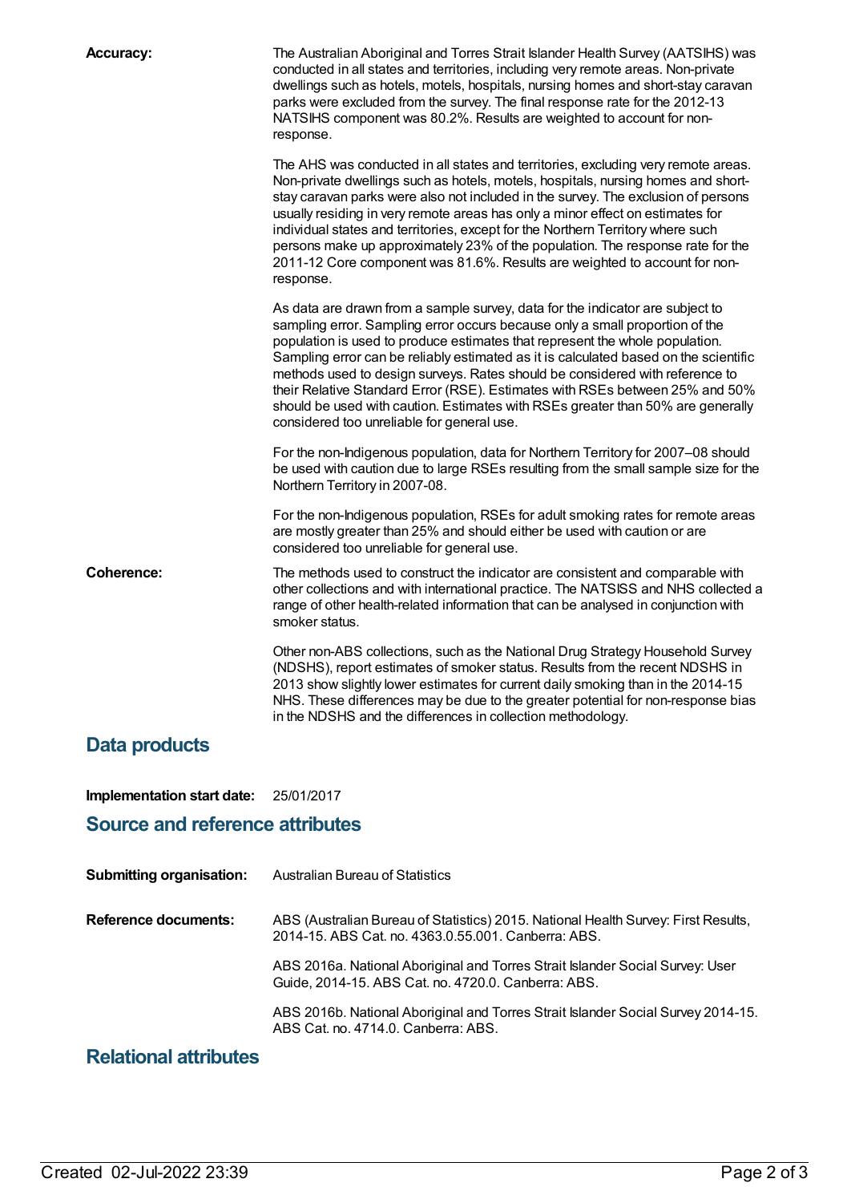**Accuracy:**

The Australian Aboriginal and Torres Strait Islander Health Survey (AATSIHS) was conducted in all states and territories, including very remote areas. Non-private dwellings such as hotels, motels, hospitals, nursing homes and short-stay caravan parks were excluded from the survey. The final response rate for the 2012-13 NATSIHS component was 80.2%. Results are weighted to account for non-response.

The AHS was conducted in all states and territories, excluding very remote areas. Non-private dwellings such as hotels, motels, hospitals, nursing homes and short-stay caravan parks were also not included in the survey. The exclusion of persons usually residing in very remote areas has only a minor effect on estimates for individual states and territories, except for the Northern Territory where such persons make up approximately 23% of the population. The response rate for the 2011-12 Core component was 81.6%. Results are weighted to account for non-response.

As data are drawn from a sample survey, data for the indicator are subject to sampling error. Sampling error occurs because only a small proportion of the population is used to produce estimates that represent the whole population. Sampling error can be reliably estimated as it is calculated based on the scientific methods used to design surveys. Rates should be considered with reference to their Relative Standard Error (RSE). Estimates with RSEs between 25% and 50% should be used with caution. Estimates with RSEs greater than 50% are generally considered too unreliable for general use.

For the non-Indigenous population, data for Northern Territory for 2007–08 should be used with caution due to large RSEs resulting from the small sample size for the Northern Territory in 2007-08.

For the non-Indigenous population, RSEs for adult smoking rates for remote areas are mostly greater than 25% and should either be used with caution or are considered too unreliable for general use.

**Coherence:**

The methods used to construct the indicator are consistent and comparable with other collections and with international practice. The NATSISS and NHS collected a range of other health-related information that can be analysed in conjunction with smoker status.

Other non-ABS collections, such as the National Drug Strategy Household Survey (NDSHS), report estimates of smoker status. Results from the recent NDSHS in 2013 show slightly lower estimates for current daily smoking than in the 2014-15 NHS. These differences may be due to the greater potential for non-response bias in the NDSHS and the differences in collection methodology.

## Data products

**Implementation start date:** 25/01/2017

## Source and reference attributes

**Submitting organisation:** Australian Bureau of Statistics

**Reference documents:**

ABS (Australian Bureau of Statistics) 2015. National Health Survey: First Results, 2014-15. ABS Cat. no. 4363.0.55.001. Canberra: ABS.

ABS 2016a. National Aboriginal and Torres Strait Islander Social Survey: User Guide, 2014-15. ABS Cat. no. 4720.0. Canberra: ABS.

ABS 2016b. National Aboriginal and Torres Strait Islander Social Survey 2014-15. ABS Cat. no. 4714.0. Canberra: ABS.

## Relational attributes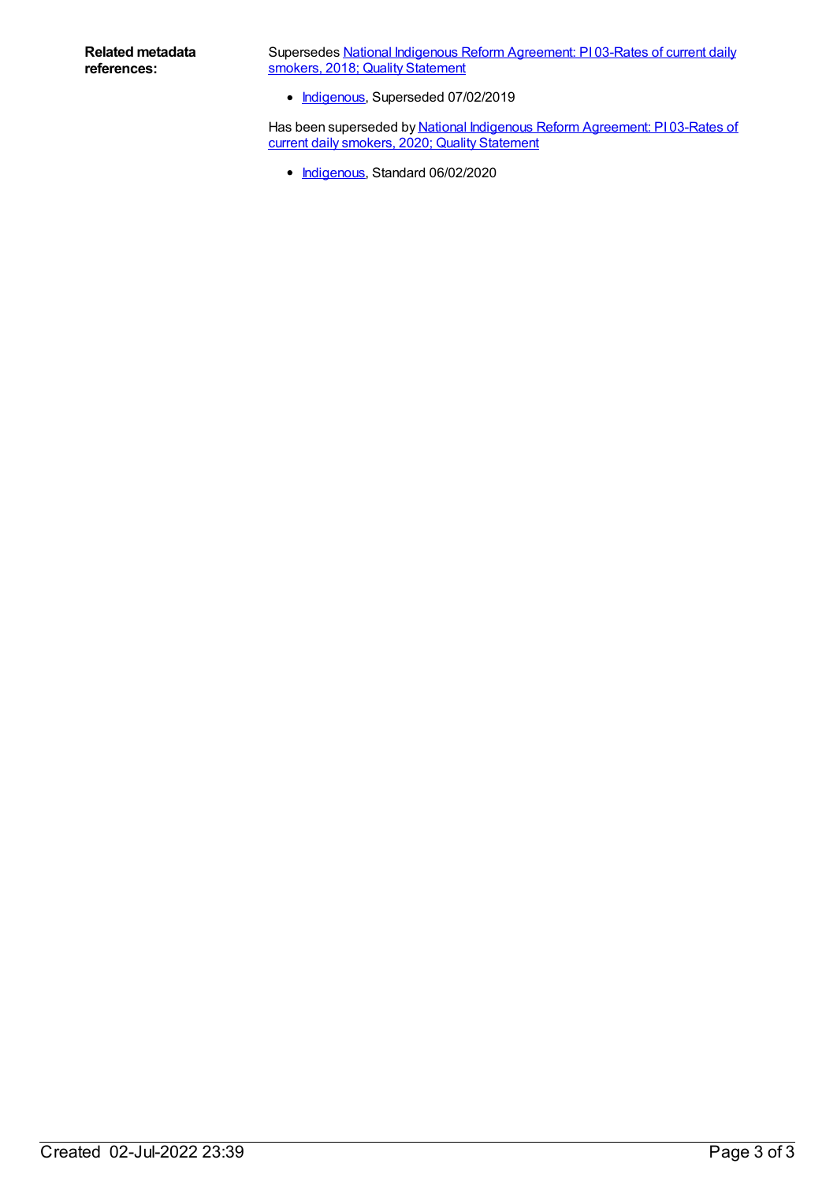**Related metadata references:**

Supersedes National Indigenous Reform Agreement: PI 03-Rates of current daily smokers, 2018; Quality Statement

- Indigenous, Superseded 07/02/2019

Has been superseded by National Indigenous Reform Agreement: PI 03-Rates of current daily smokers, 2020; Quality Statement

- Indigenous, Standard 06/02/2020